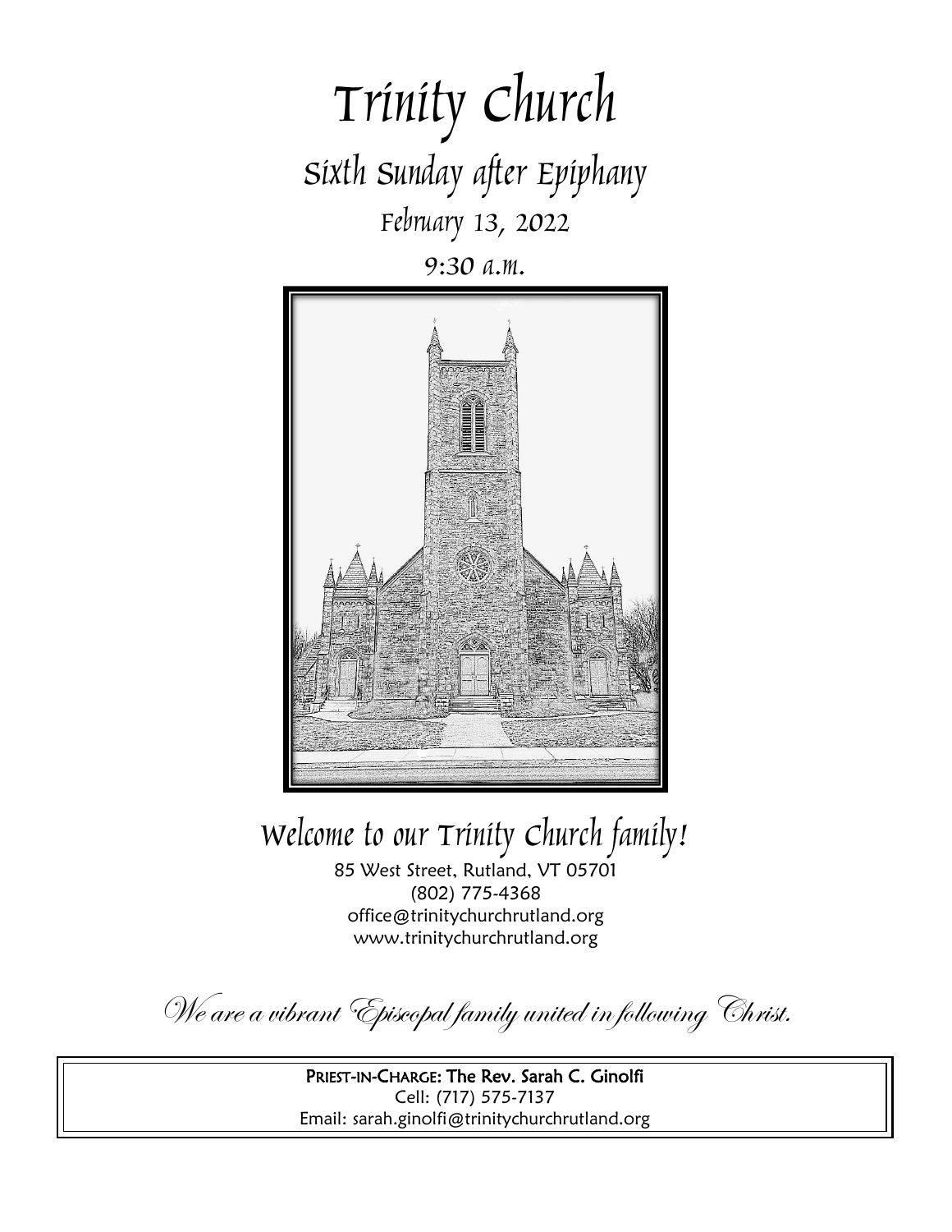# Trinity Church

## Sixth Sunday after Epiphany

February 13, 2022

9:30 a.m.

## Welcome to our Trinity Church family!

85 West Street, Rutland, VT 05701

(802) 775-4368

office@trinitychurchrutland.org

www.trinitychurchrutland.org

*We are a vibrant Episcopal family united in following Christ.*

**PRIEST-IN-CHARGE: The Rev. Sarah C. Ginolfi**

Cell: (717) 575-7137

Email: sarah.ginolfi@trinitychurchrutland.org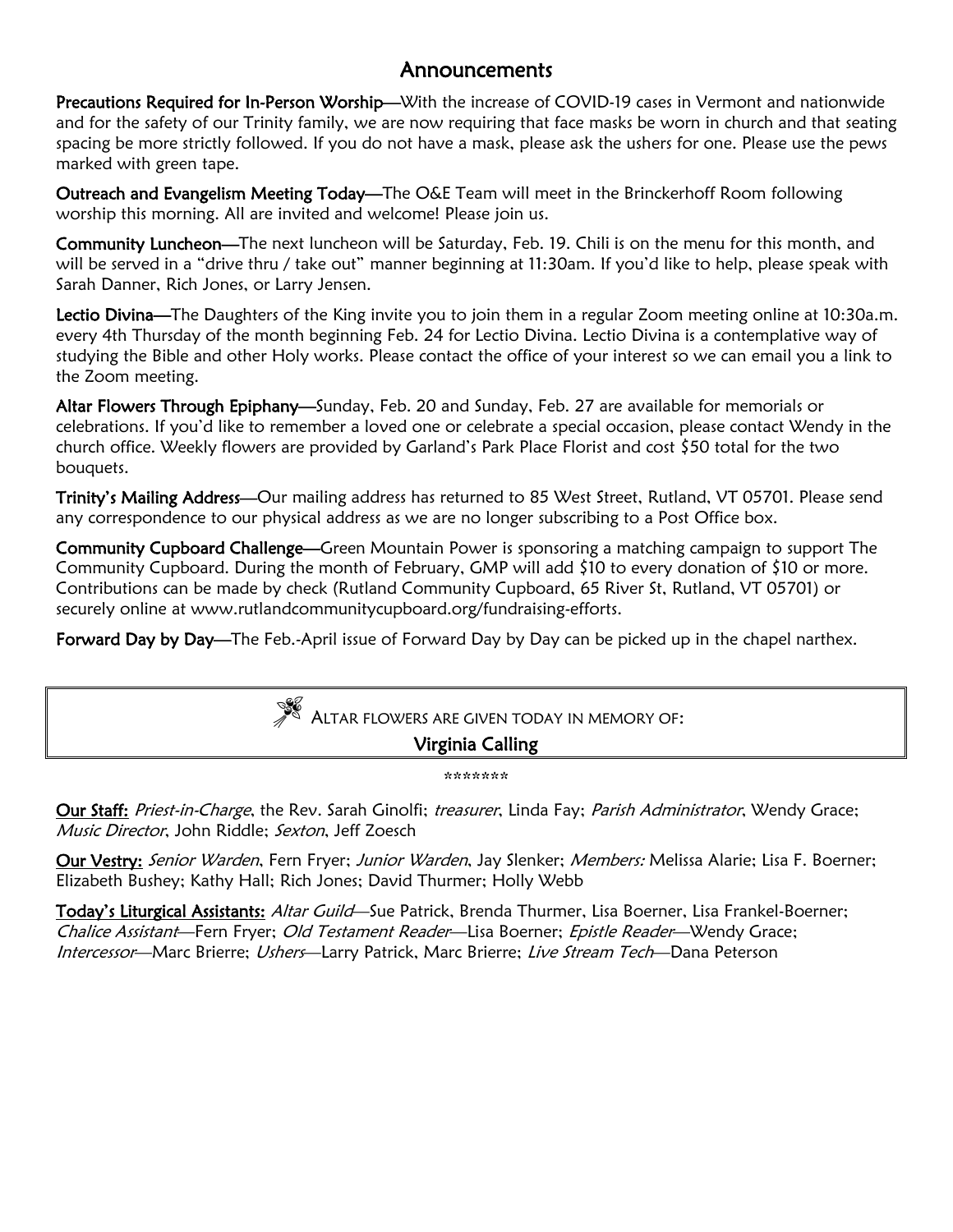## Announcements

**Precautions Required for In-Person Worship**—With the increase of COVID-19 cases in Vermont and nationwide and for the safety of our Trinity family, we are now requiring that face masks be worn in church and that seating spacing be more strictly followed. If you do not have a mask, please ask the ushers for one. Please use the pews marked with green tape.

**Outreach and Evangelism Meeting Today**—The O&E Team will meet in the Brinckerhoff Room following worship this morning. All are invited and welcome! Please join us.

**Community Luncheon**—The next luncheon will be Saturday, Feb. 19. Chili is on the menu for this month, and will be served in a "drive thru / take out" manner beginning at 11:30am. If you'd like to help, please speak with Sarah Danner, Rich Jones, or Larry Jensen.

**Lectio Divina**—The Daughters of the King invite you to join them in a regular Zoom meeting online at 10:30a.m. every 4th Thursday of the month beginning Feb. 24 for Lectio Divina. Lectio Divina is a contemplative way of studying the Bible and other Holy works. Please contact the office of your interest so we can email you a link to the Zoom meeting.

**Altar Flowers Through Epiphany**—Sunday, Feb. 20 and Sunday, Feb. 27 are available for memorials or celebrations. If you'd like to remember a loved one or celebrate a special occasion, please contact Wendy in the church office. Weekly flowers are provided by Garland's Park Place Florist and cost $50 total for the two bouquets.

**Trinity's Mailing Address**—Our mailing address has returned to 85 West Street, Rutland, VT 05701. Please send any correspondence to our physical address as we are no longer subscribing to a Post Office box.

**Community Cupboard Challenge**—Green Mountain Power is sponsoring a matching campaign to support The Community Cupboard. During the month of February, GMP will add $10 to every donation of $10 or more. Contributions can be made by check (Rutland Community Cupboard, 65 River St, Rutland, VT 05701) or securely online at www.rutlandcommunitycupboard.org/fundraising-efforts.

**Forward Day by Day**—The Feb.-April issue of Forward Day by Day can be picked up in the chapel narthex.

ALTAR FLOWERS ARE GIVEN TODAY IN MEMORY OF:

**Virginia Calling**

*******

**Our Staff:** *Priest-in-Charge*, the Rev. Sarah Ginolfi; *treasurer*, Linda Fay; *Parish Administrator*, Wendy Grace; *Music Director*, John Riddle; *Sexton*, Jeff Zoesch

**Our Vestry:** *Senior Warden*, Fern Fryer; *Junior Warden*, Jay Slenker; *Members:* Melissa Alarie; Lisa F. Boerner; Elizabeth Bushey; Kathy Hall; Rich Jones; David Thurmer; Holly Webb

**Today's Liturgical Assistants:** *Altar Guild*—Sue Patrick, Brenda Thurmer, Lisa Boerner, Lisa Frankel-Boerner; *Chalice Assistant*—Fern Fryer; *Old Testament Reader*—Lisa Boerner; *Epistle Reader*—Wendy Grace; *Intercessor*—Marc Brierre; *Ushers*—Larry Patrick, Marc Brierre; *Live Stream Tech*—Dana Peterson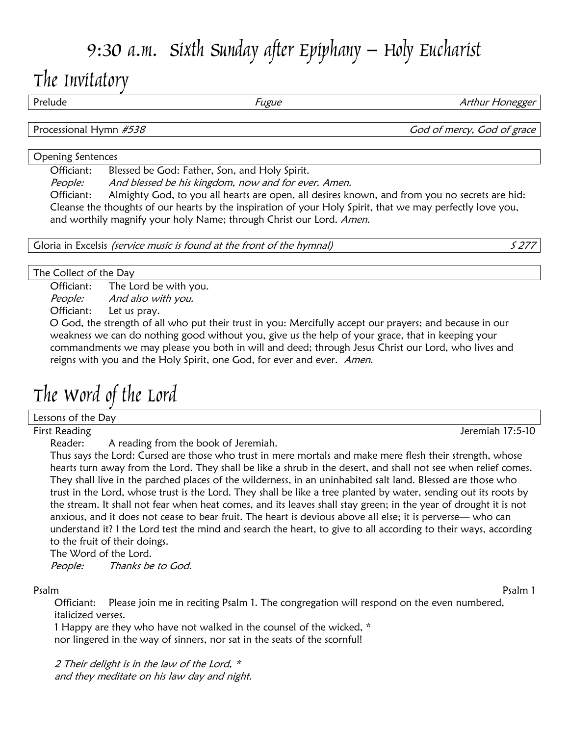# 9:30 a.m. Sixth Sunday after Epiphany – Holy Eucharist

## The Invitatory

Prelude — *Fugue* — *Arthur Honegger*

Processional Hymn *#538* — *God of mercy, God of grace*

**Opening Sentences**

Officiant: Blessed be God: Father, Son, and Holy Spirit.
*People: And blessed be his kingdom, now and for ever. Amen.*
Officiant: Almighty God, to you all hearts are open, all desires known, and from you no secrets are hid: Cleanse the thoughts of our hearts by the inspiration of your Holy Spirit, that we may perfectly love you, and worthily magnify your holy Name; through Christ our Lord. *Amen.*

Gloria in Excelsis *(service music is found at the front of the hymnal)* — *S 277*

**The Collect of the Day**

Officiant: The Lord be with you.
*People: And also with you.*
Officiant: Let us pray.
O God, the strength of all who put their trust in you: Mercifully accept our prayers; and because in our weakness we can do nothing good without you, give us the help of your grace, that in keeping your commandments we may please you both in will and deed; through Jesus Christ our Lord, who lives and reigns with you and the Holy Spirit, one God, for ever and ever. *Amen.*

## The Word of the Lord

**Lessons of the Day**

First Reading — Jeremiah 17:5-10

Reader: A reading from the book of Jeremiah.
Thus says the Lord: Cursed are those who trust in mere mortals and make mere flesh their strength, whose hearts turn away from the Lord. They shall be like a shrub in the desert, and shall not see when relief comes. They shall live in the parched places of the wilderness, in an uninhabited salt land. Blessed are those who trust in the Lord, whose trust is the Lord. They shall be like a tree planted by water, sending out its roots by the stream. It shall not fear when heat comes, and its leaves shall stay green; in the year of drought it is not anxious, and it does not cease to bear fruit. The heart is devious above all else; it is perverse— who can understand it? I the Lord test the mind and search the heart, to give to all according to their ways, according to the fruit of their doings.
The Word of the Lord.
*People: Thanks be to God.*

Psalm — Psalm 1

Officiant: Please join me in reciting Psalm 1. The congregation will respond on the even numbered, italicized verses.
1 Happy are they who have not walked in the counsel of the wicked, *
nor lingered in the way of sinners, nor sat in the seats of the scornful!

*2 Their delight is in the law of the Lord, **
*and they meditate on his law day and night.*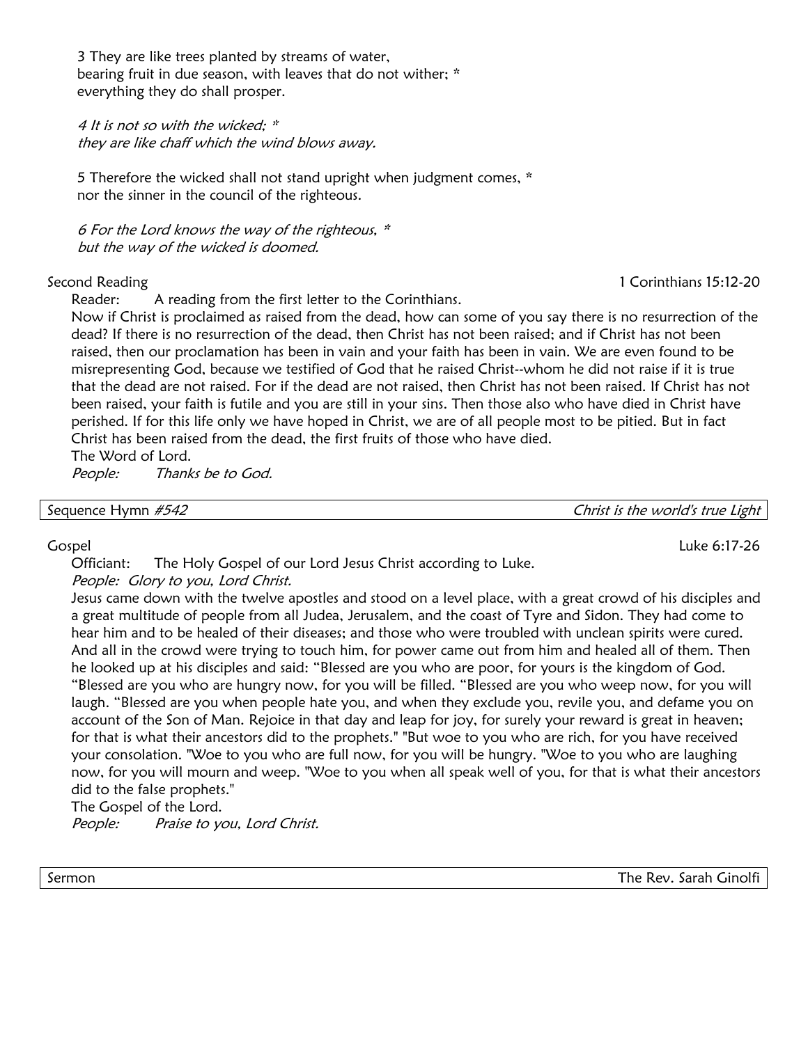3 They are like trees planted by streams of water,
bearing fruit in due season, with leaves that do not wither; *
everything they do shall prosper.

*4 It is not so with the wicked; **
*they are like chaff which the wind blows away.*

5 Therefore the wicked shall not stand upright when judgment comes, *
nor the sinner in the council of the righteous.

*6 For the Lord knows the way of the righteous, **
*but the way of the wicked is doomed.*

Second Reading 1 Corinthians 15:12-20

Reader: A reading from the first letter to the Corinthians.

Now if Christ is proclaimed as raised from the dead, how can some of you say there is no resurrection of the dead? If there is no resurrection of the dead, then Christ has not been raised; and if Christ has not been raised, then our proclamation has been in vain and your faith has been in vain. We are even found to be misrepresenting God, because we testified of God that he raised Christ--whom he did not raise if it is true that the dead are not raised. For if the dead are not raised, then Christ has not been raised. If Christ has not been raised, your faith is futile and you are still in your sins. Then those also who have died in Christ have perished. If for this life only we have hoped in Christ, we are of all people most to be pitied. But in fact Christ has been raised from the dead, the first fruits of those who have died.

The Word of Lord.

*People:* *Thanks be to God.*

Sequence Hymn *#542* *Christ is the world's true Light*

Gospel Luke 6:17-26

Officiant: The Holy Gospel of our Lord Jesus Christ according to Luke.

*People: Glory to you, Lord Christ.*

Jesus came down with the twelve apostles and stood on a level place, with a great crowd of his disciples and a great multitude of people from all Judea, Jerusalem, and the coast of Tyre and Sidon. They had come to hear him and to be healed of their diseases; and those who were troubled with unclean spirits were cured. And all in the crowd were trying to touch him, for power came out from him and healed all of them. Then he looked up at his disciples and said: "Blessed are you who are poor, for yours is the kingdom of God. "Blessed are you who are hungry now, for you will be filled. "Blessed are you who weep now, for you will laugh. "Blessed are you when people hate you, and when they exclude you, revile you, and defame you on account of the Son of Man. Rejoice in that day and leap for joy, for surely your reward is great in heaven; for that is what their ancestors did to the prophets." "But woe to you who are rich, for you have received your consolation. "Woe to you who are full now, for you will be hungry. "Woe to you who are laughing now, for you will mourn and weep. "Woe to you when all speak well of you, for that is what their ancestors did to the false prophets."

The Gospel of the Lord.

*People:* *Praise to you, Lord Christ.*

Sermon The Rev. Sarah Ginolfi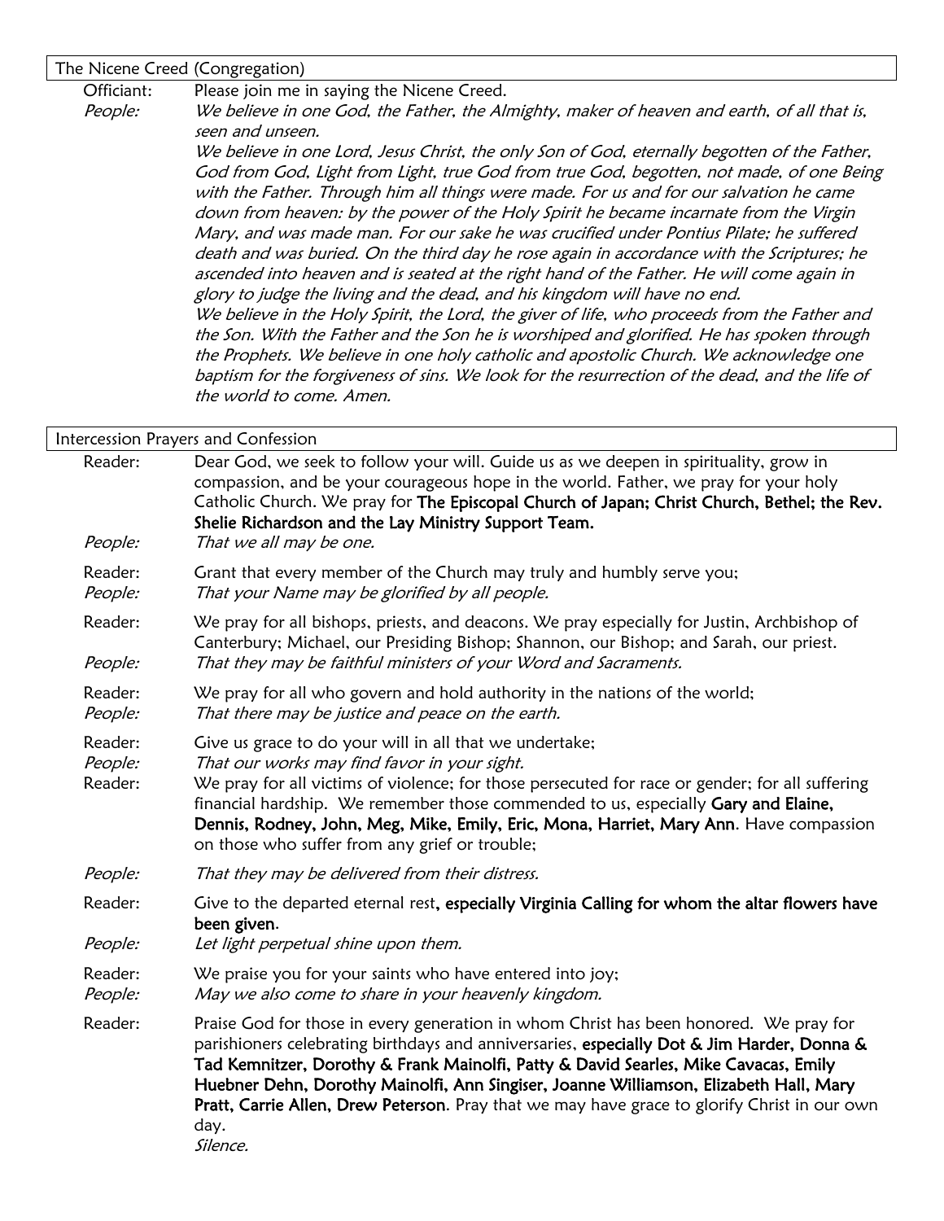## The Nicene Creed (Congregation)

Officiant: Please join me in saying the Nicene Creed.

*People:* *We believe in one God, the Father, the Almighty, maker of heaven and earth, of all that is, seen and unseen.*

*We believe in one Lord, Jesus Christ, the only Son of God, eternally begotten of the Father, God from God, Light from Light, true God from true God, begotten, not made, of one Being with the Father. Through him all things were made. For us and for our salvation he came down from heaven: by the power of the Holy Spirit he became incarnate from the Virgin Mary, and was made man. For our sake he was crucified under Pontius Pilate; he suffered death and was buried. On the third day he rose again in accordance with the Scriptures; he ascended into heaven and is seated at the right hand of the Father. He will come again in glory to judge the living and the dead, and his kingdom will have no end.*

*We believe in the Holy Spirit, the Lord, the giver of life, who proceeds from the Father and the Son. With the Father and the Son he is worshiped and glorified. He has spoken through the Prophets. We believe in one holy catholic and apostolic Church. We acknowledge one baptism for the forgiveness of sins. We look for the resurrection of the dead, and the life of the world to come. Amen.*

## Intercession Prayers and Confession

Reader: Dear God, we seek to follow your will. Guide us as we deepen in spirituality, grow in compassion, and be your courageous hope in the world. Father, we pray for your holy Catholic Church. We pray for **The Episcopal Church of Japan; Christ Church, Bethel; the Rev. Shelie Richardson and the Lay Ministry Support Team.**

*People:* *That we all may be one.*

Reader: Grant that every member of the Church may truly and humbly serve you;

*People:* *That your Name may be glorified by all people.*

Reader: We pray for all bishops, priests, and deacons. We pray especially for Justin, Archbishop of Canterbury; Michael, our Presiding Bishop; Shannon, our Bishop; and Sarah, our priest.

*People:* *That they may be faithful ministers of your Word and Sacraments.*

Reader: We pray for all who govern and hold authority in the nations of the world;

*People:* *That there may be justice and peace on the earth.*

Reader: Give us grace to do your will in all that we undertake;

*People:* *That our works may find favor in your sight.*

Reader: We pray for all victims of violence; for those persecuted for race or gender; for all suffering financial hardship. We remember those commended to us, especially **Gary and Elaine, Dennis, Rodney, John, Meg, Mike, Emily, Eric, Mona, Harriet, Mary Ann**. Have compassion on those who suffer from any grief or trouble;

*People:* *That they may be delivered from their distress.*

Reader: Give to the departed eternal rest**, especially Virginia Calling for whom the altar flowers have been given**.

*People:* *Let light perpetual shine upon them.*

Reader: We praise you for your saints who have entered into joy;

*People:* *May we also come to share in your heavenly kingdom.*

Reader: Praise God for those in every generation in whom Christ has been honored. We pray for parishioners celebrating birthdays and anniversaries, **especially Dot & Jim Harder, Donna & Tad Kemnitzer, Dorothy & Frank Mainolfi, Patty & David Searles, Mike Cavacas, Emily Huebner Dehn, Dorothy Mainolfi, Ann Singiser, Joanne Williamson, Elizabeth Hall, Mary Pratt, Carrie Allen, Drew Peterson**. Pray that we may have grace to glorify Christ in our own day.

*Silence.*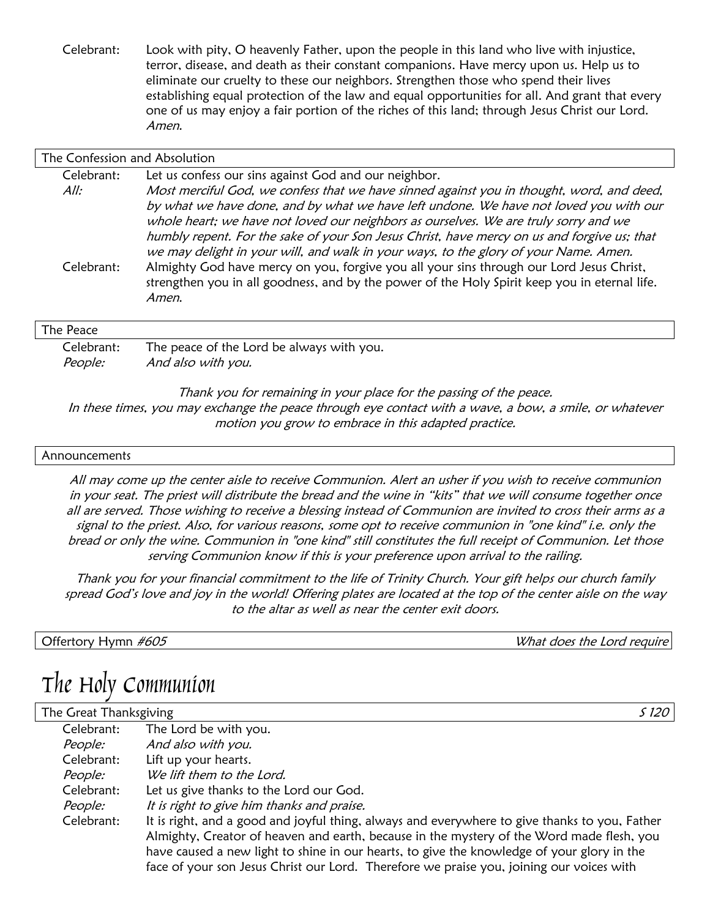Celebrant: Look with pity, O heavenly Father, upon the people in this land who live with injustice, terror, disease, and death as their constant companions. Have mercy upon us. Help us to eliminate our cruelty to these our neighbors. Strengthen those who spend their lives establishing equal protection of the law and equal opportunities for all. And grant that every one of us may enjoy a fair portion of the riches of this land; through Jesus Christ our Lord. *Amen.*

### The Confession and Absolution

Celebrant: Let us confess our sins against God and our neighbor.

*All:* *Most merciful God, we confess that we have sinned against you in thought, word, and deed, by what we have done, and by what we have left undone. We have not loved you with our whole heart; we have not loved our neighbors as ourselves. We are truly sorry and we humbly repent. For the sake of your Son Jesus Christ, have mercy on us and forgive us; that we may delight in your will, and walk in your ways, to the glory of your Name. Amen.*

Celebrant: Almighty God have mercy on you, forgive you all your sins through our Lord Jesus Christ, strengthen you in all goodness, and by the power of the Holy Spirit keep you in eternal life. *Amen.*

### The Peace

Celebrant: The peace of the Lord be always with you.

*People:* *And also with you.*

*Thank you for remaining in your place for the passing of the peace. In these times, you may exchange the peace through eye contact with a wave, a bow, a smile, or whatever motion you grow to embrace in this adapted practice.*

### Announcements

*All may come up the center aisle to receive Communion. Alert an usher if you wish to receive communion in your seat. The priest will distribute the bread and the wine in "kits" that we will consume together once all are served. Those wishing to receive a blessing instead of Communion are invited to cross their arms as a signal to the priest. Also, for various reasons, some opt to receive communion in "one kind" i.e. only the bread or only the wine. Communion in "one kind" still constitutes the full receipt of Communion. Let those serving Communion know if this is your preference upon arrival to the railing.*

*Thank you for your financial commitment to the life of Trinity Church. Your gift helps our church family spread God's love and joy in the world! Offering plates are located at the top of the center aisle on the way to the altar as well as near the center exit doors.*

### Offertory Hymn *#605* — *What does the Lord require*

# The Holy Communion

### The Great Thanksgiving — *S 120*

Celebrant: The Lord be with you.

*People:* *And also with you.*

Celebrant: Lift up your hearts.

*People:* *We lift them to the Lord.*

Celebrant: Let us give thanks to the Lord our God.

*People:* *It is right to give him thanks and praise.*

Celebrant: It is right, and a good and joyful thing, always and everywhere to give thanks to you, Father Almighty, Creator of heaven and earth, because in the mystery of the Word made flesh, you have caused a new light to shine in our hearts, to give the knowledge of your glory in the face of your son Jesus Christ our Lord. Therefore we praise you, joining our voices with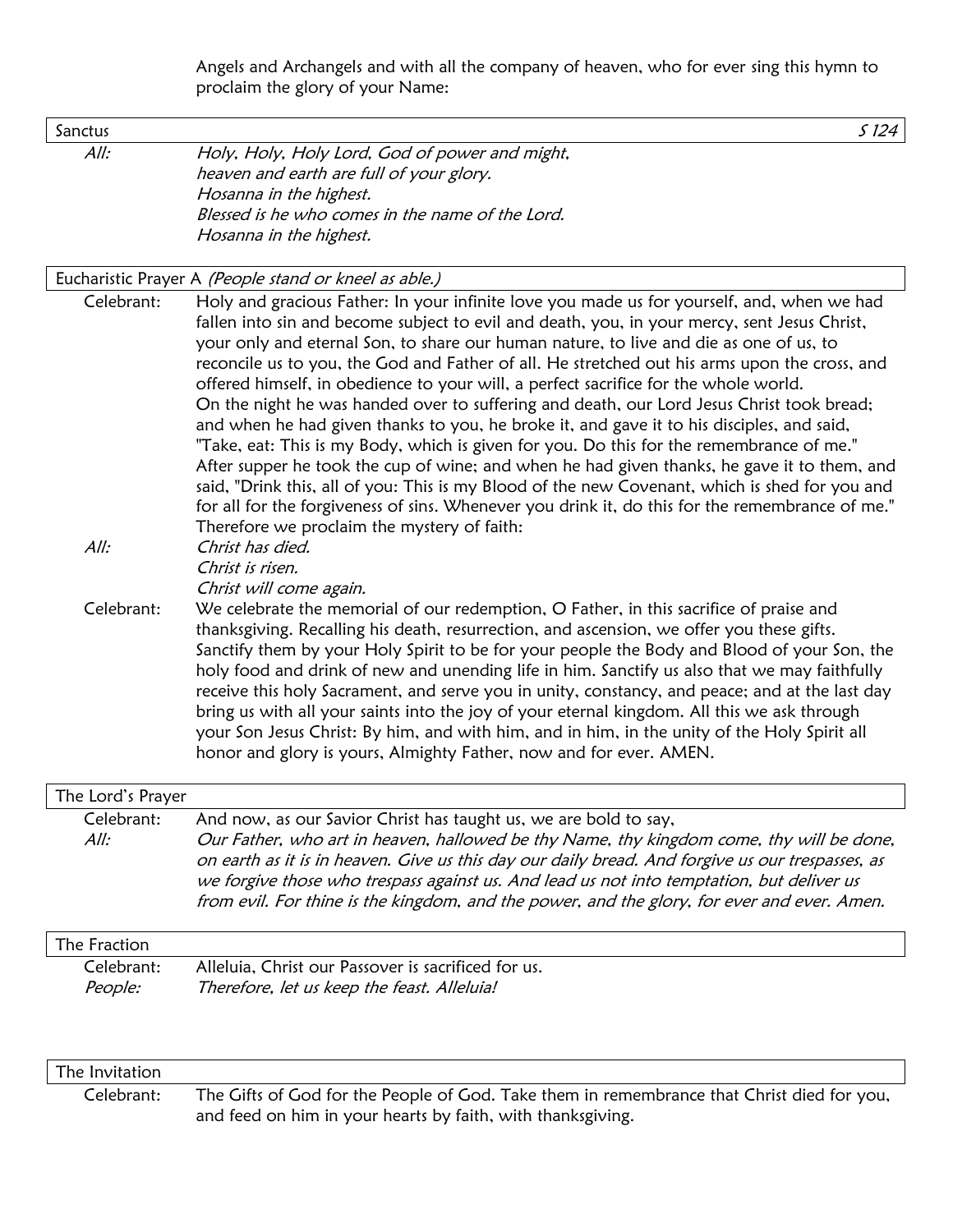Angels and Archangels and with all the company of heaven, who for ever sing this hymn to proclaim the glory of your Name:

### Sanctus — *S 124*

*All:* *Holy, Holy, Holy Lord, God of power and might,*
*heaven and earth are full of your glory.*
*Hosanna in the highest.*
*Blessed is he who comes in the name of the Lord.*
*Hosanna in the highest.*

### Eucharistic Prayer A *(People stand or kneel as able.)*

Celebrant: Holy and gracious Father: In your infinite love you made us for yourself, and, when we had fallen into sin and become subject to evil and death, you, in your mercy, sent Jesus Christ, your only and eternal Son, to share our human nature, to live and die as one of us, to reconcile us to you, the God and Father of all. He stretched out his arms upon the cross, and offered himself, in obedience to your will, a perfect sacrifice for the whole world.
On the night he was handed over to suffering and death, our Lord Jesus Christ took bread; and when he had given thanks to you, he broke it, and gave it to his disciples, and said, "Take, eat: This is my Body, which is given for you. Do this for the remembrance of me." After supper he took the cup of wine; and when he had given thanks, he gave it to them, and said, "Drink this, all of you: This is my Blood of the new Covenant, which is shed for you and for all for the forgiveness of sins. Whenever you drink it, do this for the remembrance of me." Therefore we proclaim the mystery of faith:

*All:* *Christ has died.*
*Christ is risen.*
*Christ will come again.*

Celebrant: We celebrate the memorial of our redemption, O Father, in this sacrifice of praise and thanksgiving. Recalling his death, resurrection, and ascension, we offer you these gifts. Sanctify them by your Holy Spirit to be for your people the Body and Blood of your Son, the holy food and drink of new and unending life in him. Sanctify us also that we may faithfully receive this holy Sacrament, and serve you in unity, constancy, and peace; and at the last day bring us with all your saints into the joy of your eternal kingdom. All this we ask through your Son Jesus Christ: By him, and with him, and in him, in the unity of the Holy Spirit all honor and glory is yours, Almighty Father, now and for ever. AMEN.

### The Lord's Prayer

Celebrant: And now, as our Savior Christ has taught us, we are bold to say,

*All:* *Our Father, who art in heaven, hallowed be thy Name, thy kingdom come, thy will be done, on earth as it is in heaven. Give us this day our daily bread. And forgive us our trespasses, as we forgive those who trespass against us. And lead us not into temptation, but deliver us from evil. For thine is the kingdom, and the power, and the glory, for ever and ever. Amen.*

### The Fraction

Celebrant: Alleluia, Christ our Passover is sacrificed for us.

*People:* *Therefore, let us keep the feast. Alleluia!*

### The Invitation

Celebrant: The Gifts of God for the People of God. Take them in remembrance that Christ died for you, and feed on him in your hearts by faith, with thanksgiving.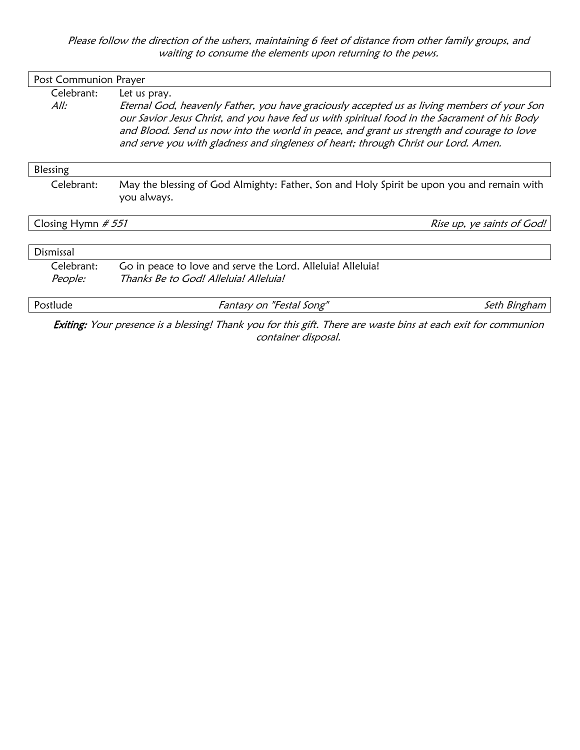*Please follow the direction of the ushers, maintaining 6 feet of distance from other family groups, and waiting to consume the elements upon returning to the pews.*

**Post Communion Prayer**

Celebrant: Let us pray.

*All:* *Eternal God, heavenly Father, you have graciously accepted us as living members of your Son our Savior Jesus Christ, and you have fed us with spiritual food in the Sacrament of his Body and Blood. Send us now into the world in peace, and grant us strength and courage to love and serve you with gladness and singleness of heart; through Christ our Lord. Amen.*

**Blessing**

Celebrant: May the blessing of God Almighty: Father, Son and Holy Spirit be upon you and remain with you always.

**Closing Hymn** *# 551* — *Rise up, ye saints of God!*

**Dismissal**

Celebrant: Go in peace to love and serve the Lord. Alleluia! Alleluia!

*People:* *Thanks Be to God! Alleluia! Alleluia!*

**Postlude** — *Fantasy on "Festal Song"* — *Seth Bingham*

***Exiting:*** *Your presence is a blessing! Thank you for this gift. There are waste bins at each exit for communion container disposal.*